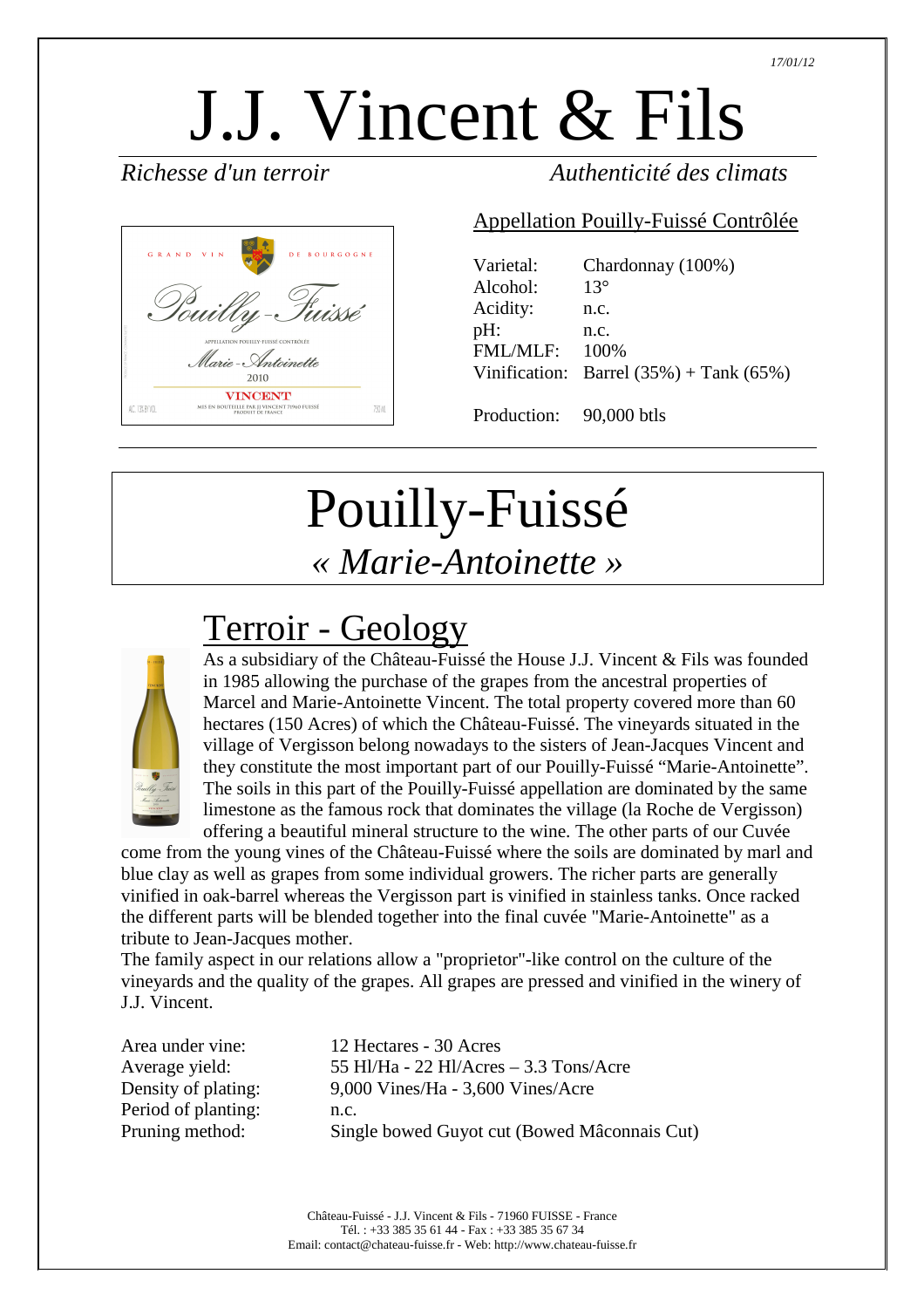17/01/12

# J.J. Vincent & Fils

*Richesse d'un terroir* *Authenticité des climats*

## Appellation Pouilly-Fuissé Contrôlée

| Varietal: | Chardonnay (100%) |
|---|---|
| Alcohol: | 13° |
| Acidity: | n.c. |
| pH: | n.c. |
| FML/MLF: | 100% |
| Vinification: | Barrel (35%) + Tank (65%) |
| Production: | 90,000 btls |

# Pouilly-Fuissé
## *« Marie-Antoinette »*

## Terroir - Geology

As a subsidiary of the Château-Fuissé the House J.J. Vincent & Fils was founded in 1985 allowing the purchase of the grapes from the ancestral properties of Marcel and Marie-Antoinette Vincent. The total property covered more than 60 hectares (150 Acres) of which the Château-Fuissé. The vineyards situated in the village of Vergisson belong nowadays to the sisters of Jean-Jacques Vincent and they constitute the most important part of our Pouilly-Fuissé "Marie-Antoinette". The soils in this part of the Pouilly-Fuissé appellation are dominated by the same limestone as the famous rock that dominates the village (la Roche de Vergisson) offering a beautiful mineral structure to the wine. The other parts of our Cuvée come from the young vines of the Château-Fuissé where the soils are dominated by marl and blue clay as well as grapes from some individual growers. The richer parts are generally vinified in oak-barrel whereas the Vergisson part is vinified in stainless tanks. Once racked the different parts will be blended together into the final cuvée "Marie-Antoinette" as a tribute to Jean-Jacques mother.

The family aspect in our relations allow a "proprietor"-like control on the culture of the vineyards and the quality of the grapes. All grapes are pressed and vinified in the winery of J.J. Vincent.

| Area under vine: | 12 Hectares - 30 Acres |
|---|---|
| Average yield: | 55 Hl/Ha - 22 Hl/Acres – 3.3 Tons/Acre |
| Density of plating: | 9,000 Vines/Ha - 3,600 Vines/Acre |
| Period of planting: | n.c. |
| Pruning method: | Single bowed Guyot cut (Bowed Mâconnais Cut) |

Château-Fuissé - J.J. Vincent & Fils - 71960 FUISSE - France
Tél. : +33 385 35 61 44 - Fax : +33 385 35 67 34
Email: contact@chateau-fuisse.fr - Web: http://www.chateau-fuisse.fr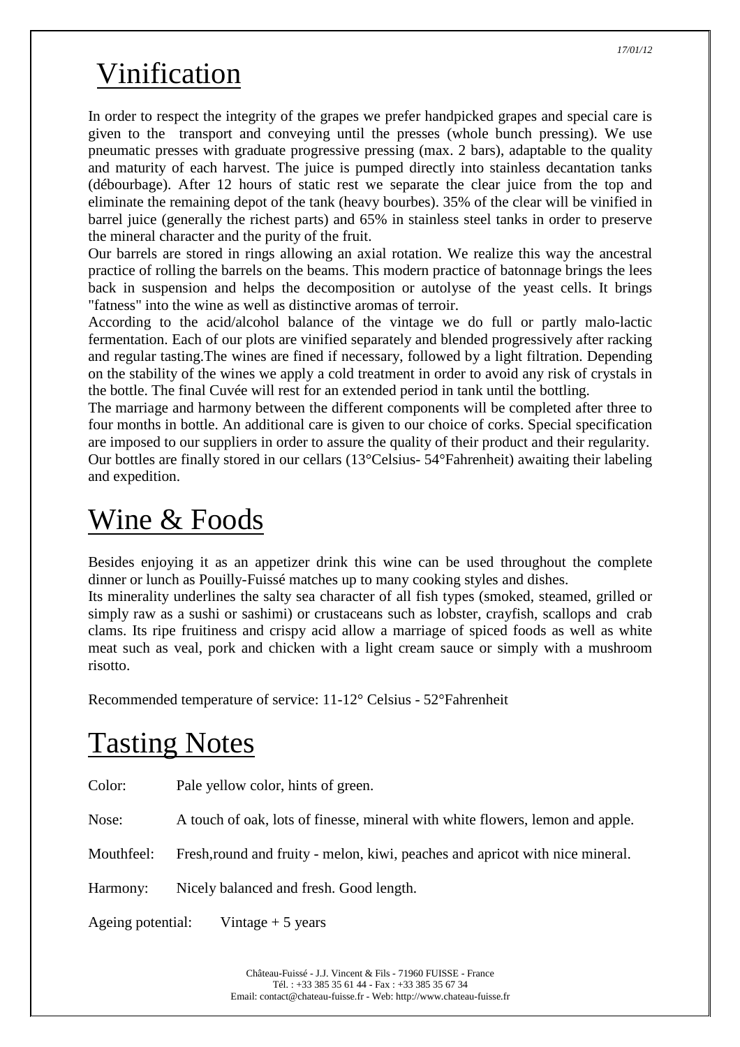# Vinification

In order to respect the integrity of the grapes we prefer handpicked grapes and special care is given to the transport and conveying until the presses (whole bunch pressing). We use pneumatic presses with graduate progressive pressing (max. 2 bars), adaptable to the quality and maturity of each harvest. The juice is pumped directly into stainless decantation tanks (débourbage). After 12 hours of static rest we separate the clear juice from the top and eliminate the remaining depot of the tank (heavy bourbes). 35% of the clear will be vinified in barrel juice (generally the richest parts) and 65% in stainless steel tanks in order to preserve the mineral character and the purity of the fruit.

Our barrels are stored in rings allowing an axial rotation. We realize this way the ancestral practice of rolling the barrels on the beams. This modern practice of batonnage brings the lees back in suspension and helps the decomposition or autolyse of the yeast cells. It brings "fatness" into the wine as well as distinctive aromas of terroir.

According to the acid/alcohol balance of the vintage we do full or partly malo-lactic fermentation. Each of our plots are vinified separately and blended progressively after racking and regular tasting.The wines are fined if necessary, followed by a light filtration. Depending on the stability of the wines we apply a cold treatment in order to avoid any risk of crystals in the bottle. The final Cuvée will rest for an extended period in tank until the bottling.

The marriage and harmony between the different components will be completed after three to four months in bottle. An additional care is given to our choice of corks. Special specification are imposed to our suppliers in order to assure the quality of their product and their regularity.

Our bottles are finally stored in our cellars (13°Celsius- 54°Fahrenheit) awaiting their labeling and expedition.

# Wine & Foods

Besides enjoying it as an appetizer drink this wine can be used throughout the complete dinner or lunch as Pouilly-Fuissé matches up to many cooking styles and dishes.

Its minerality underlines the salty sea character of all fish types (smoked, steamed, grilled or simply raw as a sushi or sashimi) or crustaceans such as lobster, crayfish, scallops and crab clams. Its ripe fruitiness and crispy acid allow a marriage of spiced foods as well as white meat such as veal, pork and chicken with a light cream sauce or simply with a mushroom risotto.

Recommended temperature of service: 11-12° Celsius - 52°Fahrenheit

# Tasting Notes

Color: Pale yellow color, hints of green.

Nose: A touch of oak, lots of finesse, mineral with white flowers, lemon and apple.

Mouthfeel: Fresh,round and fruity - melon, kiwi, peaches and apricot with nice mineral.

Harmony: Nicely balanced and fresh. Good length.

Ageing potential: Vintage + 5 years

Château-Fuissé - J.J. Vincent & Fils - 71960 FUISSE - France
Tél. : +33 385 35 61 44 - Fax : +33 385 35 67 34
Email: contact@chateau-fuisse.fr - Web: http://www.chateau-fuisse.fr